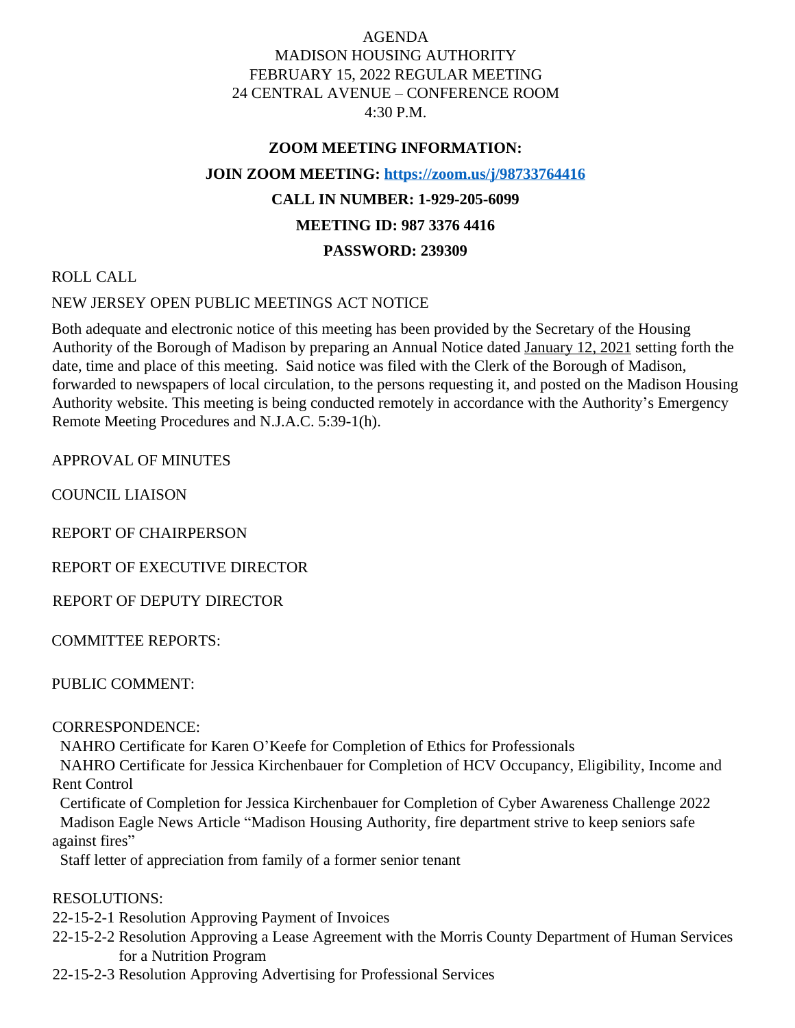AGENDA
MADISON HOUSING AUTHORITY
FEBRUARY 15, 2022 REGULAR MEETING
24 CENTRAL AVENUE – CONFERENCE ROOM
4:30 P.M.

**ZOOM MEETING INFORMATION:**

**JOIN ZOOM MEETING: [https://zoom.us/j/98733764416](https://zoom.us/j/98733764416)**

**CALL IN NUMBER: 1-929-205-6099**

**MEETING ID: 987 3376 4416**

**PASSWORD: 239309**

ROLL CALL

NEW JERSEY OPEN PUBLIC MEETINGS ACT NOTICE

Both adequate and electronic notice of this meeting has been provided by the Secretary of the Housing Authority of the Borough of Madison by preparing an Annual Notice dated January 12, 2021 setting forth the date, time and place of this meeting. Said notice was filed with the Clerk of the Borough of Madison, forwarded to newspapers of local circulation, to the persons requesting it, and posted on the Madison Housing Authority website. This meeting is being conducted remotely in accordance with the Authority's Emergency Remote Meeting Procedures and N.J.A.C. 5:39-1(h).

APPROVAL OF MINUTES

COUNCIL LIAISON

REPORT OF CHAIRPERSON

REPORT OF EXECUTIVE DIRECTOR

REPORT OF DEPUTY DIRECTOR

COMMITTEE REPORTS:

PUBLIC COMMENT:

CORRESPONDENCE:

NAHRO Certificate for Karen O'Keefe for Completion of Ethics for Professionals

NAHRO Certificate for Jessica Kirchenbauer for Completion of HCV Occupancy, Eligibility, Income and Rent Control

Certificate of Completion for Jessica Kirchenbauer for Completion of Cyber Awareness Challenge 2022

Madison Eagle News Article "Madison Housing Authority, fire department strive to keep seniors safe against fires"

Staff letter of appreciation from family of a former senior tenant

RESOLUTIONS:

22-15-2-1 Resolution Approving Payment of Invoices

22-15-2-2 Resolution Approving a Lease Agreement with the Morris County Department of Human Services for a Nutrition Program

22-15-2-3 Resolution Approving Advertising for Professional Services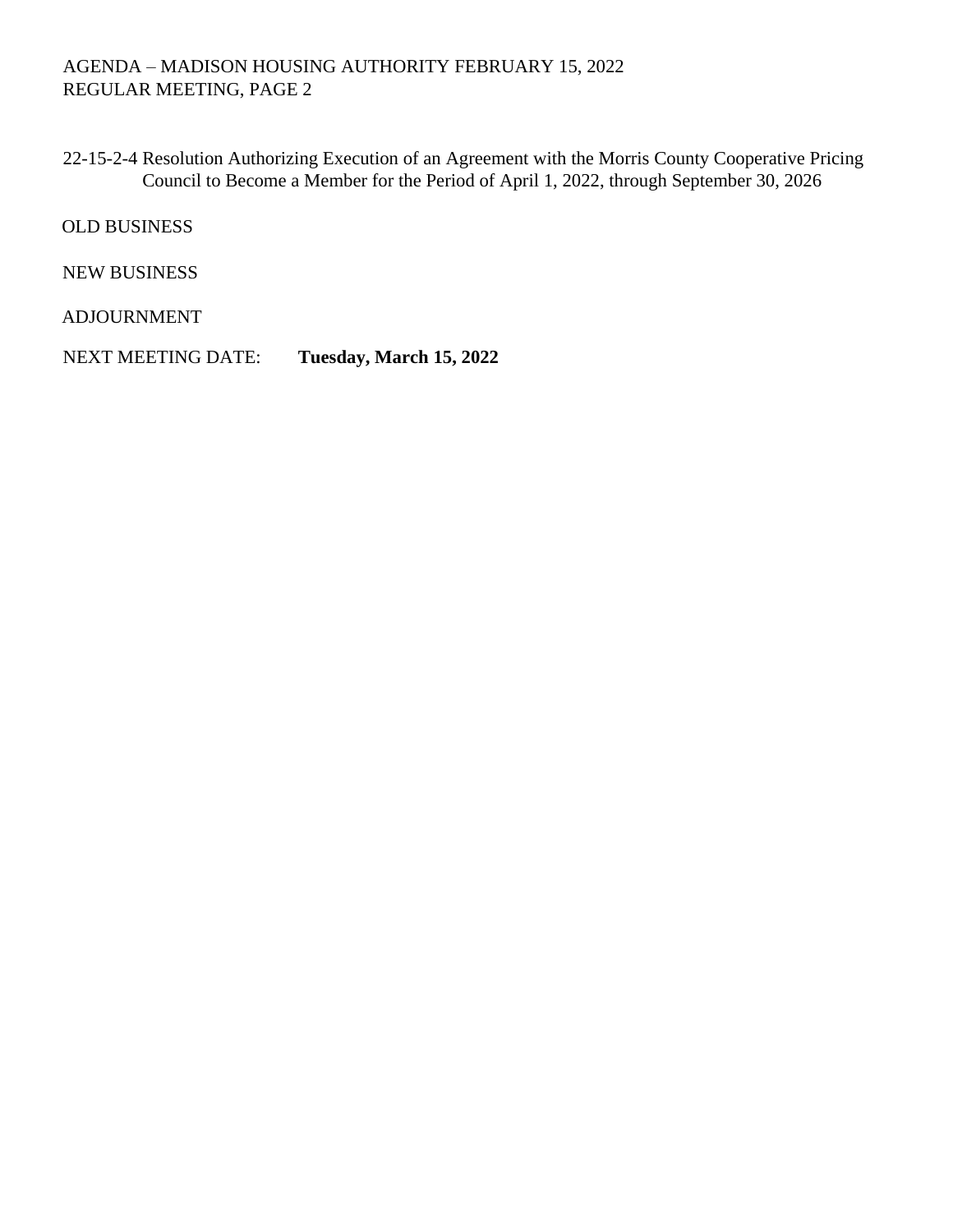22-15-2-4 Resolution Authorizing Execution of an Agreement with the Morris County Cooperative Pricing Council to Become a Member for the Period of April 1, 2022, through September 30, 2026

OLD BUSINESS

NEW BUSINESS

ADJOURNMENT

NEXT MEETING DATE: **Tuesday, March 15, 2022**